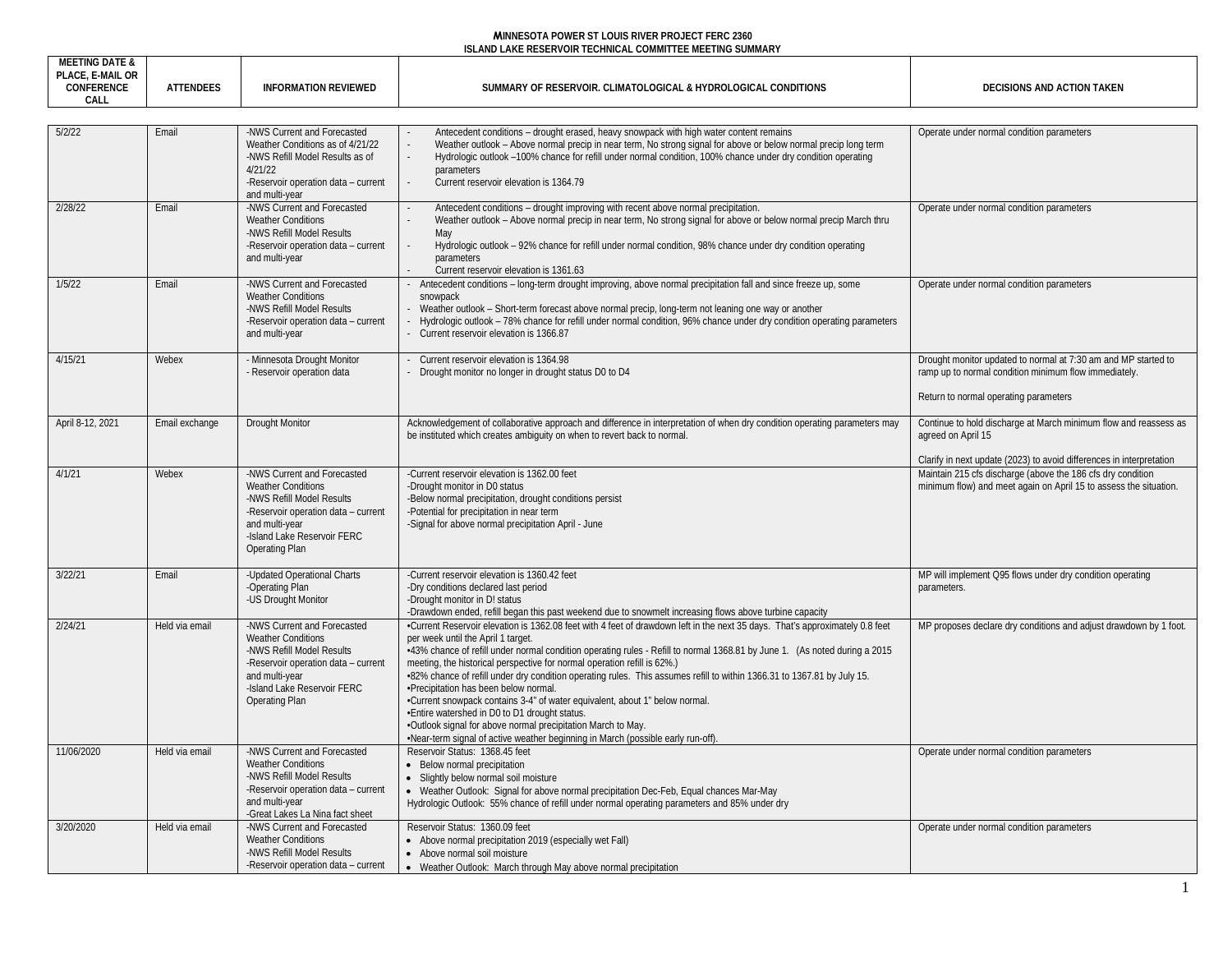# MINNESOTA POWER ST LOUIS RIVER PROJECT FERC 2360
## ISLAND LAKE RESERVOIR TECHNICAL COMMITTEE MEETING SUMMARY

| MEETING DATE & PLACE, E-MAIL OR CONFERENCE CALL | ATTENDEES | INFORMATION REVIEWED | SUMMARY OF RESERVOIR. CLIMATOLOGICAL & HYDROLOGICAL CONDITIONS | DECISIONS AND ACTION TAKEN |
|---|---|---|---|---|
| 5/2/22 | Email | -NWS Current and Forecasted Weather Conditions as of 4/21/22<br>-NWS Refill Model Results as of 4/21/22<br>-Reservoir operation data – current and multi-year | - Antecedent conditions – drought erased, heavy snowpack with high water content remains<br>- Weather outlook – Above normal precip in near term, No strong signal for above or below normal precip long term<br>- Hydrologic outlook –100% chance for refill under normal condition, 100% chance under dry condition operating parameters<br>- Current reservoir elevation is 1364.79 | Operate under normal condition parameters |
| 2/28/22 | Email | -NWS Current and Forecasted Weather Conditions<br>-NWS Refill Model Results<br>-Reservoir operation data – current and multi-year | - Antecedent conditions – drought improving with recent above normal precipitation.<br>- Weather outlook – Above normal precip in near term, No strong signal for above or below normal precip March thru May<br>- Hydrologic outlook – 92% chance for refill under normal condition, 98% chance under dry condition operating parameters<br>- Current reservoir elevation is 1361.63 | Operate under normal condition parameters |
| 1/5/22 | Email | -NWS Current and Forecasted Weather Conditions<br>-NWS Refill Model Results<br>-Reservoir operation data – current and multi-year | - Antecedent conditions – long-term drought improving, above normal precipitation fall and since freeze up, some snowpack<br>- Weather outlook – Short-term forecast above normal precip, long-term not leaning one way or another<br>- Hydrologic outlook – 78% chance for refill under normal condition, 96% chance under dry condition operating parameters<br>- Current reservoir elevation is 1366.87 | Operate under normal condition parameters |
| 4/15/21 | Webex | - Minnesota Drought Monitor<br>- Reservoir operation data | - Current reservoir elevation is 1364.98<br>- Drought monitor no longer in drought status D0 to D4 | Drought monitor updated to normal at 7:30 am and MP started to ramp up to normal condition minimum flow immediately.<br><br>Return to normal operating parameters |
| April 8-12, 2021 | Email exchange | Drought Monitor | Acknowledgement of collaborative approach and difference in interpretation of when dry condition operating parameters may be instituted which creates ambiguity on when to revert back to normal. | Continue to hold discharge at March minimum flow and reassess as agreed on April 15<br><br>Clarify in next update (2023) to avoid differences in interpretation |
| 4/1/21 | Webex | -NWS Current and Forecasted Weather Conditions<br>-NWS Refill Model Results<br>-Reservoir operation data – current and multi-year<br>-Island Lake Reservoir FERC Operating Plan | -Current reservoir elevation is 1362.00 feet<br>-Drought monitor in D0 status<br>-Below normal precipitation, drought conditions persist<br>-Potential for precipitation in near term<br>-Signal for above normal precipitation April - June | Maintain 215 cfs discharge (above the 186 cfs dry condition minimum flow) and meet again on April 15 to assess the situation. |
| 3/22/21 | Email | -Updated Operational Charts<br>-Operating Plan<br>-US Drought Monitor | -Current reservoir elevation is 1360.42 feet<br>-Dry conditions declared last period<br>-Drought monitor in D! status<br>-Drawdown ended, refill began this past weekend due to snowmelt increasing flows above turbine capacity | MP will implement Q95 flows under dry condition operating parameters. |
| 2/24/21 | Held via email | -NWS Current and Forecasted Weather Conditions<br>-NWS Refill Model Results<br>-Reservoir operation data – current and multi-year<br>-Island Lake Reservoir FERC Operating Plan | •Current Reservoir elevation is 1362.08 feet with 4 feet of drawdown left in the next 35 days. That's approximately 0.8 feet per week until the April 1 target.<br>•43% chance of refill under normal condition operating rules - Refill to normal 1368.81 by June 1. (As noted during a 2015 meeting, the historical perspective for normal operation refill is 62%.)<br>•82% chance of refill under dry condition operating rules. This assumes refill to within 1366.31 to 1367.81 by July 15.<br>•Precipitation has been below normal.<br>•Current snowpack contains 3-4" of water equivalent, about 1" below normal.<br>•Entire watershed in D0 to D1 drought status.<br>•Outlook signal for above normal precipitation March to May.<br>•Near-term signal of active weather beginning in March (possible early run-off). | MP proposes declare dry conditions and adjust drawdown by 1 foot. |
| 11/06/2020 | Held via email | -NWS Current and Forecasted Weather Conditions<br>-NWS Refill Model Results<br>-Reservoir operation data – current and multi-year<br>-Great Lakes La Nina fact sheet | Reservoir Status: 1368.45 feet<br>• Below normal precipitation<br>• Slightly below normal soil moisture<br>• Weather Outlook: Signal for above normal precipitation Dec-Feb, Equal chances Mar-May<br>Hydrologic Outlook: 55% chance of refill under normal operating parameters and 85% under dry | Operate under normal condition parameters |
| 3/20/2020 | Held via email | -NWS Current and Forecasted Weather Conditions<br>-NWS Refill Model Results<br>-Reservoir operation data – current | Reservoir Status: 1360.09 feet<br>• Above normal precipitation 2019 (especially wet Fall)<br>• Above normal soil moisture<br>• Weather Outlook: March through May above normal precipitation | Operate under normal condition parameters |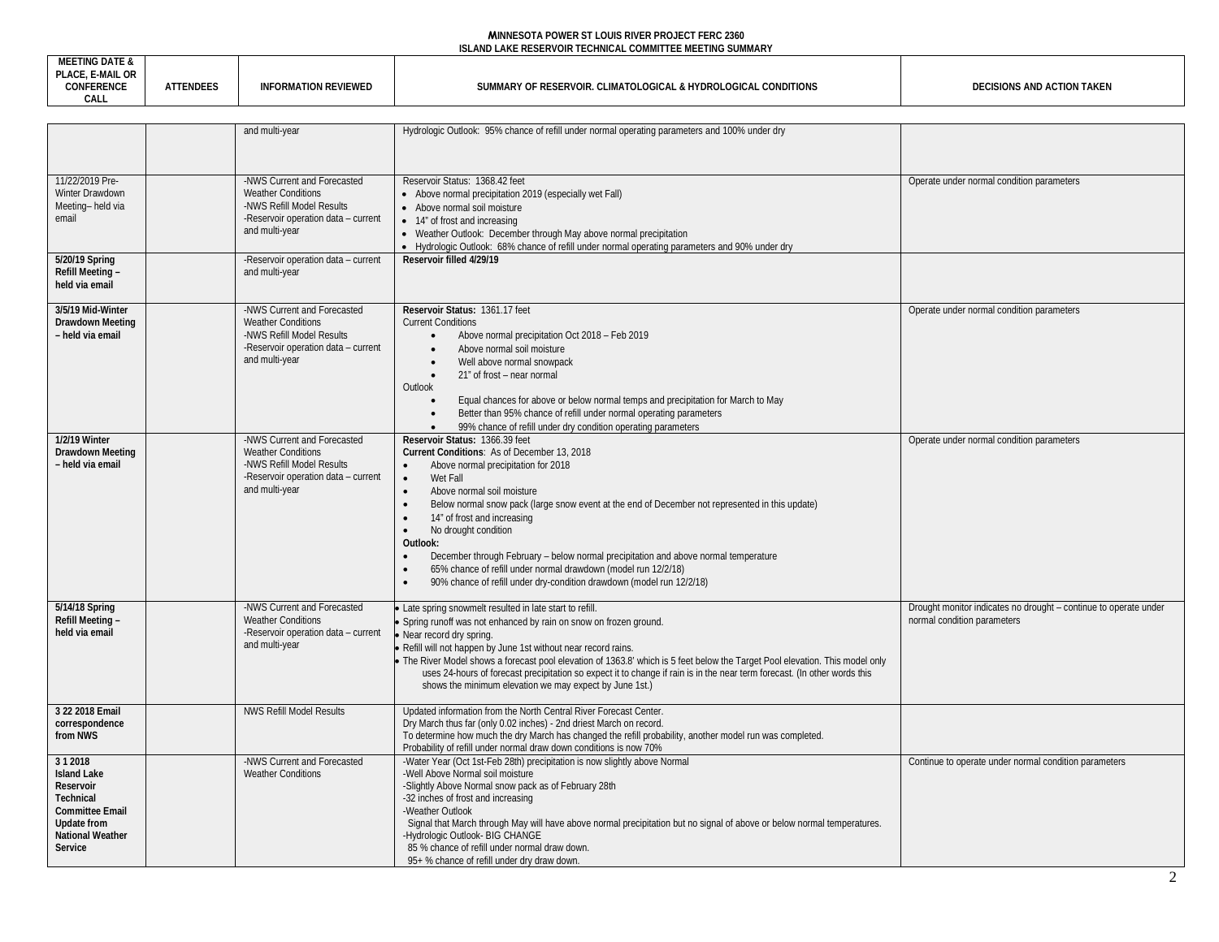**MINNESOTA POWER ST LOUIS RIVER PROJECT FERC 2360**
**ISLAND LAKE RESERVOIR TECHNICAL COMMITTEE MEETING SUMMARY**

| MEETING DATE & PLACE, E-MAIL OR CONFERENCE CALL | ATTENDEES | INFORMATION REVIEWED | SUMMARY OF RESERVOIR. CLIMATOLOGICAL & HYDROLOGICAL CONDITIONS | DECISIONS AND ACTION TAKEN |
|---|---|---|---|---|
| | | and multi-year | Hydrologic Outlook: 95% chance of refill under normal operating parameters and 100% under dry | |
| 11/22/2019 Pre-Winter Drawdown Meeting– held via email | | -NWS Current and Forecasted Weather Conditions<br>-NWS Refill Model Results<br>-Reservoir operation data – current and multi-year | Reservoir Status: 1368.42 feet<br>• Above normal precipitation 2019 (especially wet Fall)<br>• Above normal soil moisture<br>• 14" of frost and increasing<br>• Weather Outlook: December through May above normal precipitation<br>• Hydrologic Outlook: 68% chance of refill under normal operating parameters and 90% under dry | Operate under normal condition parameters |
| **5/20/19 Spring Refill Meeting – held via email** | | -Reservoir operation data – current and multi-year | **Reservoir filled 4/29/19** | |
| **3/5/19 Mid-Winter Drawdown Meeting – held via email** | | -NWS Current and Forecasted Weather Conditions<br>-NWS Refill Model Results<br>-Reservoir operation data – current and multi-year | **Reservoir Status:** 1361.17 feet<br>Current Conditions<br>• Above normal precipitation Oct 2018 – Feb 2019<br>• Above normal soil moisture<br>• Well above normal snowpack<br>• 21" of frost – near normal<br>Outlook<br>• Equal chances for above or below normal temps and precipitation for March to May<br>• Better than 95% chance of refill under normal operating parameters<br>• 99% chance of refill under dry condition operating parameters | Operate under normal condition parameters |
| **1/2/19 Winter Drawdown Meeting – held via email** | | -NWS Current and Forecasted Weather Conditions<br>-NWS Refill Model Results<br>-Reservoir operation data – current and multi-year | **Reservoir Status:** 1366.39 feet<br>**Current Conditions**: As of December 13, 2018<br>• Above normal precipitation for 2018<br>• Wet Fall<br>• Above normal soil moisture<br>• Below normal snow pack (large snow event at the end of December not represented in this update)<br>• 14" of frost and increasing<br>• No drought condition<br>**Outlook:**<br>• December through February – below normal precipitation and above normal temperature<br>• 65% chance of refill under normal drawdown (model run 12/2/18)<br>• 90% chance of refill under dry-condition drawdown (model run 12/2/18) | Operate under normal condition parameters |
| **5/14/18 Spring Refill Meeting – held via email** | | -NWS Current and Forecasted Weather Conditions<br>-Reservoir operation data – current and multi-year | • Late spring snowmelt resulted in late start to refill.<br>• Spring runoff was not enhanced by rain on snow on frozen ground.<br>• Near record dry spring.<br>• Refill will not happen by June 1st without near record rains.<br>• The River Model shows a forecast pool elevation of 1363.8' which is 5 feet below the Target Pool elevation. This model only uses 24-hours of forecast precipitation so expect it to change if rain is in the near term forecast. (In other words this shows the minimum elevation we may expect by June 1st.) | Drought monitor indicates no drought – continue to operate under normal condition parameters |
| **3 22 2018 Email correspondence from NWS** | | NWS Refill Model Results | Updated information from the North Central River Forecast Center.<br>Dry March thus far (only 0.02 inches) - 2nd driest March on record.<br>To determine how much the dry March has changed the refill probability, another model run was completed.<br>Probability of refill under normal draw down conditions is now 70% | |
| **3 1 2018 Island Lake Reservoir Technical Committee Email Update from National Weather Service** | | -NWS Current and Forecasted Weather Conditions | -Water Year (Oct 1st-Feb 28th) precipitation is now slightly above Normal<br>-Well Above Normal soil moisture<br>-Slightly Above Normal snow pack as of February 28th<br>-32 inches of frost and increasing<br>-Weather Outlook<br>Signal that March through May will have above normal precipitation but no signal of above or below normal temperatures.<br>-Hydrologic Outlook- BIG CHANGE<br>85 % chance of refill under normal draw down.<br>95+ % chance of refill under dry draw down. | Continue to operate under normal condition parameters |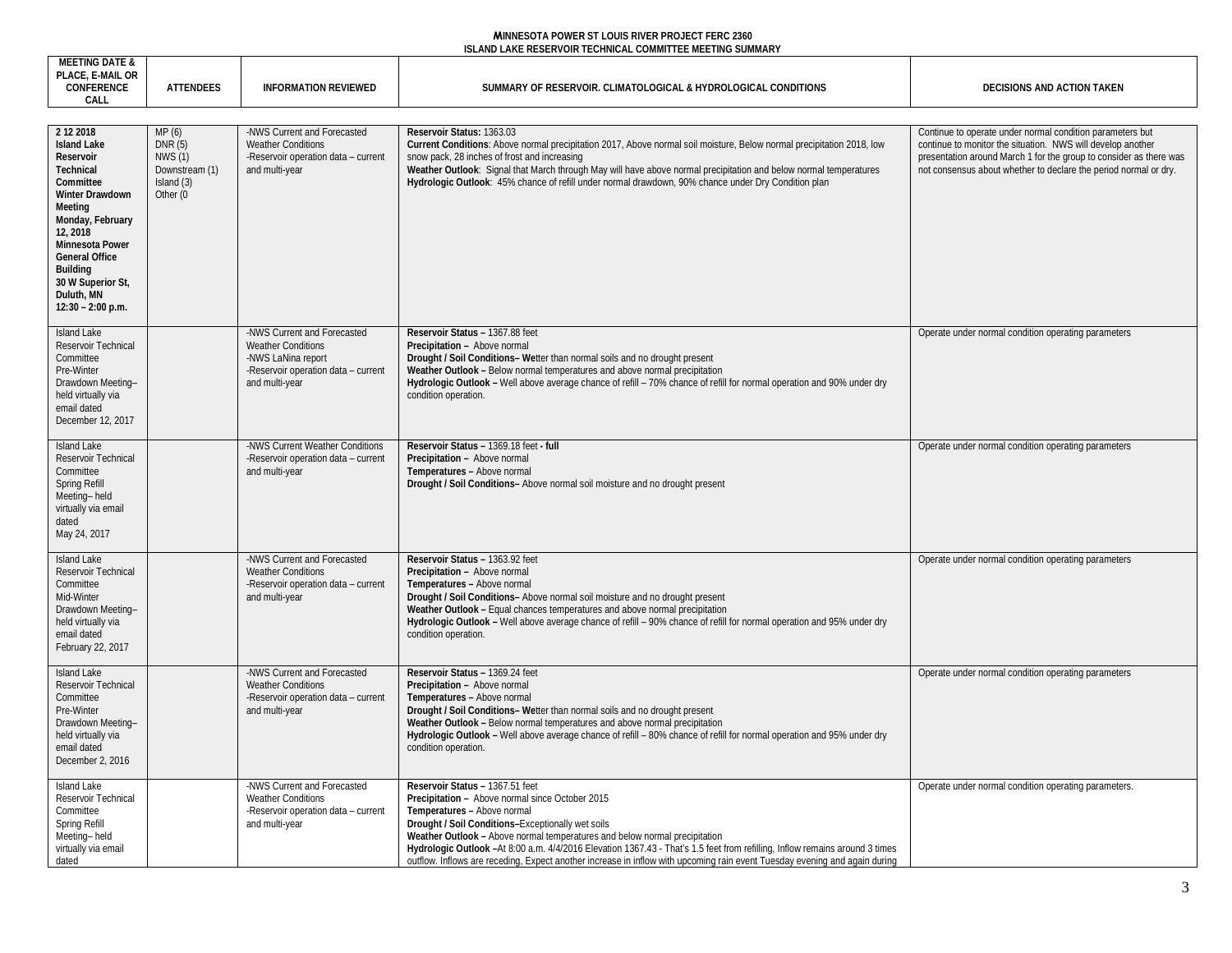**MINNESOTA POWER ST LOUIS RIVER PROJECT FERC 2360**
**ISLAND LAKE RESERVOIR TECHNICAL COMMITTEE MEETING SUMMARY**

| MEETING DATE & PLACE, E-MAIL OR CONFERENCE CALL | ATTENDEES | INFORMATION REVIEWED | SUMMARY OF RESERVOIR. CLIMATOLOGICAL & HYDROLOGICAL CONDITIONS | DECISIONS AND ACTION TAKEN |
|---|---|---|---|---|
| **2 12 2018 Island Lake Reservoir Technical Committee Winter Drawdown Meeting Monday, February 12, 2018 Minnesota Power General Office Building 30 W Superior St, Duluth, MN 12:30 – 2:00 p.m.** | MP (6) DNR (5) NWS (1) Downstream (1) Island (3) Other (0 | -NWS Current and Forecasted Weather Conditions -Reservoir operation data – current and multi-year | **Reservoir Status:** 1363.03 **Current Conditions**: Above normal precipitation 2017, Above normal soil moisture, Below normal precipitation 2018, low snow pack, 28 inches of frost and increasing **Weather Outlook**: Signal that March through May will have above normal precipitation and below normal temperatures **Hydrologic Outlook**: 45% chance of refill under normal drawdown, 90% chance under Dry Condition plan | Continue to operate under normal condition parameters but continue to monitor the situation. NWS will develop another presentation around March 1 for the group to consider as there was not consensus about whether to declare the period normal or dry. |
| Island Lake Reservoir Technical Committee Pre-Winter Drawdown Meeting– held virtually via email dated December 12, 2017 | | -NWS Current and Forecasted Weather Conditions -NWS LaNina report -Reservoir operation data – current and multi-year | **Reservoir Status –** 1367.88 feet **Precipitation –** Above normal **Drought / Soil Conditions– We**tter than normal soils and no drought present **Weather Outlook –** Below normal temperatures and above normal precipitation **Hydrologic Outlook –** Well above average chance of refill – 70% chance of refill for normal operation and 90% under dry condition operation. | Operate under normal condition operating parameters |
| Island Lake Reservoir Technical Committee Spring Refill Meeting– held virtually via email dated May 24, 2017 | | -NWS Current Weather Conditions -Reservoir operation data – current and multi-year | **Reservoir Status –** 1369.18 feet **- full** **Precipitation –** Above normal **Temperatures –** Above normal **Drought / Soil Conditions–** Above normal soil moisture and no drought present | Operate under normal condition operating parameters |
| Island Lake Reservoir Technical Committee Mid-Winter Drawdown Meeting– held virtually via email dated February 22, 2017 | | -NWS Current and Forecasted Weather Conditions -Reservoir operation data – current and multi-year | **Reservoir Status –** 1363.92 feet **Precipitation –** Above normal **Temperatures –** Above normal **Drought / Soil Conditions–** Above normal soil moisture and no drought present **Weather Outlook –** Equal chances temperatures and above normal precipitation **Hydrologic Outlook –** Well above average chance of refill – 90% chance of refill for normal operation and 95% under dry condition operation. | Operate under normal condition operating parameters |
| Island Lake Reservoir Technical Committee Pre-Winter Drawdown Meeting– held virtually via email dated December 2, 2016 | | -NWS Current and Forecasted Weather Conditions -Reservoir operation data – current and multi-year | **Reservoir Status –** 1369.24 feet **Precipitation –** Above normal **Temperatures –** Above normal **Drought / Soil Conditions– We**tter than normal soils and no drought present **Weather Outlook –** Below normal temperatures and above normal precipitation **Hydrologic Outlook –** Well above average chance of refill – 80% chance of refill for normal operation and 95% under dry condition operation. | Operate under normal condition operating parameters |
| Island Lake Reservoir Technical Committee Spring Refill Meeting– held virtually via email dated | | -NWS Current and Forecasted Weather Conditions -Reservoir operation data – current and multi-year | **Reservoir Status –** 1367.51 feet **Precipitation –** Above normal since October 2015 **Temperatures –** Above normal **Drought / Soil Conditions–**Exceptionally wet soils **Weather Outlook –** Above normal temperatures and below normal precipitation **Hydrologic Outlook –**At 8:00 a.m. 4/4/2016 Elevation 1367.43 - That's 1.5 feet from refilling, Inflow remains around 3 times outflow. Inflows are receding, Expect another increase in inflow with upcoming rain event Tuesday evening and again during | Operate under normal condition operating parameters. |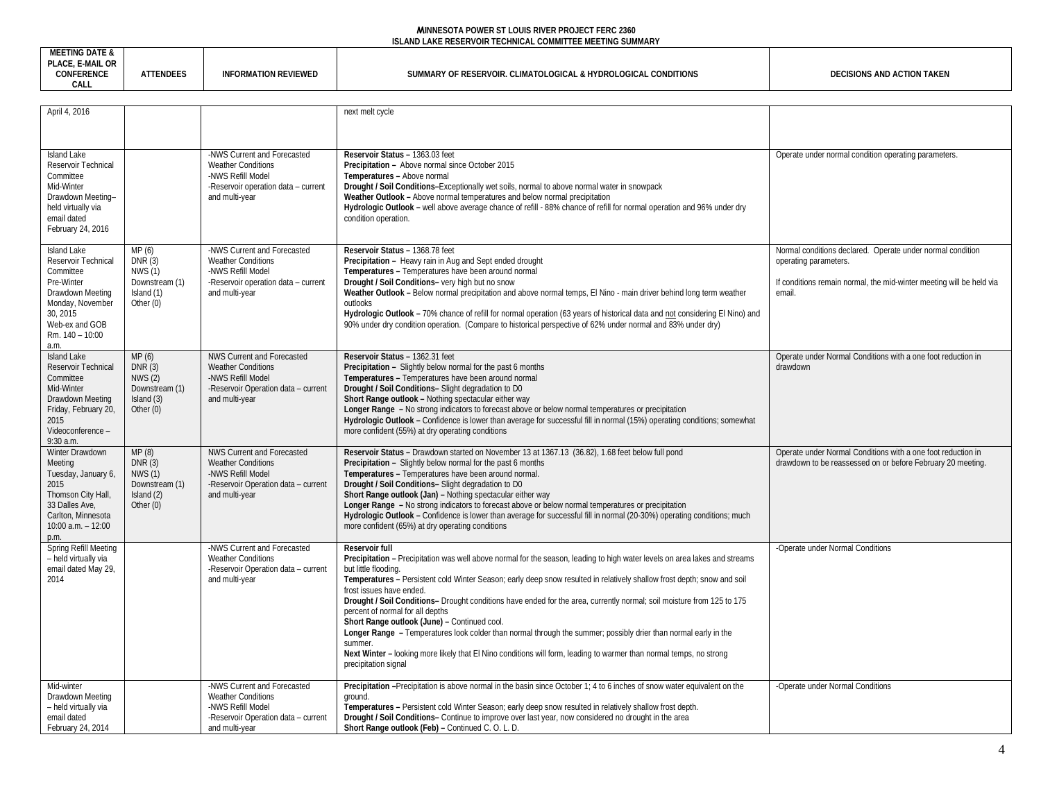**MINNESOTA POWER ST LOUIS RIVER PROJECT FERC 2360**
**ISLAND LAKE RESERVOIR TECHNICAL COMMITTEE MEETING SUMMARY**

| MEETING DATE & PLACE, E-MAIL OR CONFERENCE CALL | ATTENDEES | INFORMATION REVIEWED | SUMMARY OF RESERVOIR. CLIMATOLOGICAL & HYDROLOGICAL CONDITIONS | DECISIONS AND ACTION TAKEN |
|---|---|---|---|---|
| April 4, 2016 | | | next melt cycle | |
| Island Lake Reservoir Technical Committee Mid-Winter Drawdown Meeting– held virtually via email dated February 24, 2016 | | -NWS Current and Forecasted Weather Conditions<br>-NWS Refill Model<br>-Reservoir operation data – current and multi-year | **Reservoir Status –** 1363.03 feet<br>**Precipitation –** Above normal since October 2015<br>**Temperatures –** Above normal<br>**Drought / Soil Conditions–**Exceptionally wet soils, normal to above normal water in snowpack<br>**Weather Outlook –** Above normal temperatures and below normal precipitation<br>**Hydrologic Outlook –** well above average chance of refill - 88% chance of refill for normal operation and 96% under dry condition operation. | Operate under normal condition operating parameters. |
| Island Lake Reservoir Technical Committee Pre-Winter Drawdown Meeting Monday, November 30, 2015 Web-ex and GOB Rm. 140 – 10:00 a.m. | MP (6)<br>DNR (3)<br>NWS (1)<br>Downstream (1)<br>Island (1)<br>Other (0) | -NWS Current and Forecasted Weather Conditions<br>-NWS Refill Model<br>-Reservoir operation data – current and multi-year | **Reservoir Status –** 1368.78 feet<br>**Precipitation –** Heavy rain in Aug and Sept ended drought<br>**Temperatures –** Temperatures have been around normal<br>**Drought / Soil Conditions–** very high but no snow<br>**Weather Outlook –** Below normal precipitation and above normal temps, El Nino - main driver behind long term weather outlooks<br>**Hydrologic Outlook –** 70% chance of refill for normal operation (63 years of historical data and not considering El Nino) and 90% under dry condition operation. (Compare to historical perspective of 62% under normal and 83% under dry) | Normal conditions declared. Operate under normal condition operating parameters.<br><br>If conditions remain normal, the mid-winter meeting will be held via email. |
| Island Lake Reservoir Technical Committee Mid-Winter Drawdown Meeting Friday, February 20, 2015 Videoconference – 9:30 a.m. | MP (6)<br>DNR (3)<br>NWS (2)<br>Downstream (1)<br>Island (3)<br>Other (0) | NWS Current and Forecasted Weather Conditions<br>-NWS Refill Model<br>-Reservoir Operation data – current and multi-year | **Reservoir Status –** 1362.31 feet<br>**Precipitation –** Slightly below normal for the past 6 months<br>**Temperatures –** Temperatures have been around normal<br>**Drought / Soil Conditions–** Slight degradation to D0<br>**Short Range outlook –** Nothing spectacular either way<br>**Longer Range –** No strong indicators to forecast above or below normal temperatures or precipitation<br>**Hydrologic Outlook –** Confidence is lower than average for successful fill in normal (15%) operating conditions; somewhat more confident (55%) at dry operating conditions | Operate under Normal Conditions with a one foot reduction in drawdown |
| Winter Drawdown Meeting Tuesday, January 6, 2015 Thomson City Hall, 33 Dalles Ave, Carlton, Minnesota 10:00 a.m. – 12:00 p.m. | MP (8)<br>DNR (3)<br>NWS (1)<br>Downstream (1)<br>Island (2)<br>Other (0) | NWS Current and Forecasted Weather Conditions<br>-NWS Refill Model<br>-Reservoir Operation data – current and multi-year | **Reservoir Status –** Drawdown started on November 13 at 1367.13 (36.82), 1.68 feet below full pond<br>**Precipitation –** Slightly below normal for the past 6 months<br>**Temperatures –** Temperatures have been around normal.<br>**Drought / Soil Conditions–** Slight degradation to D0<br>**Short Range outlook (Jan) –** Nothing spectacular either way<br>**Longer Range –** No strong indicators to forecast above or below normal temperatures or precipitation<br>**Hydrologic Outlook –** Confidence is lower than average for successful fill in normal (20-30%) operating conditions; much more confident (65%) at dry operating conditions | Operate under Normal Conditions with a one foot reduction in drawdown to be reassessed on or before February 20 meeting. |
| Spring Refill Meeting – held virtually via email dated May 29, 2014 | | -NWS Current and Forecasted Weather Conditions<br>-Reservoir Operation data – current and multi-year | **Reservoir full**<br>**Precipitation –** Precipitation was well above normal for the season, leading to high water levels on area lakes and streams but little flooding.<br>**Temperatures –** Persistent cold Winter Season; early deep snow resulted in relatively shallow frost depth; snow and soil frost issues have ended.<br>**Drought / Soil Conditions–** Drought conditions have ended for the area, currently normal; soil moisture from 125 to 175 percent of normal for all depths<br>**Short Range outlook (June) –** Continued cool.<br>**Longer Range –** Temperatures look colder than normal through the summer; possibly drier than normal early in the summer.<br>**Next Winter –** looking more likely that El Nino conditions will form, leading to warmer than normal temps, no strong precipitation signal | -Operate under Normal Conditions |
| Mid-winter Drawdown Meeting – held virtually via email dated February 24, 2014 | | -NWS Current and Forecasted Weather Conditions<br>-NWS Refill Model<br>-Reservoir Operation data – current and multi-year | **Precipitation –**Precipitation is above normal in the basin since October 1; 4 to 6 inches of snow water equivalent on the ground.<br>**Temperatures –** Persistent cold Winter Season; early deep snow resulted in relatively shallow frost depth.<br>**Drought / Soil Conditions–** Continue to improve over last year, now considered no drought in the area<br>**Short Range outlook (Feb) –** Continued C. O. L. D. | -Operate under Normal Conditions |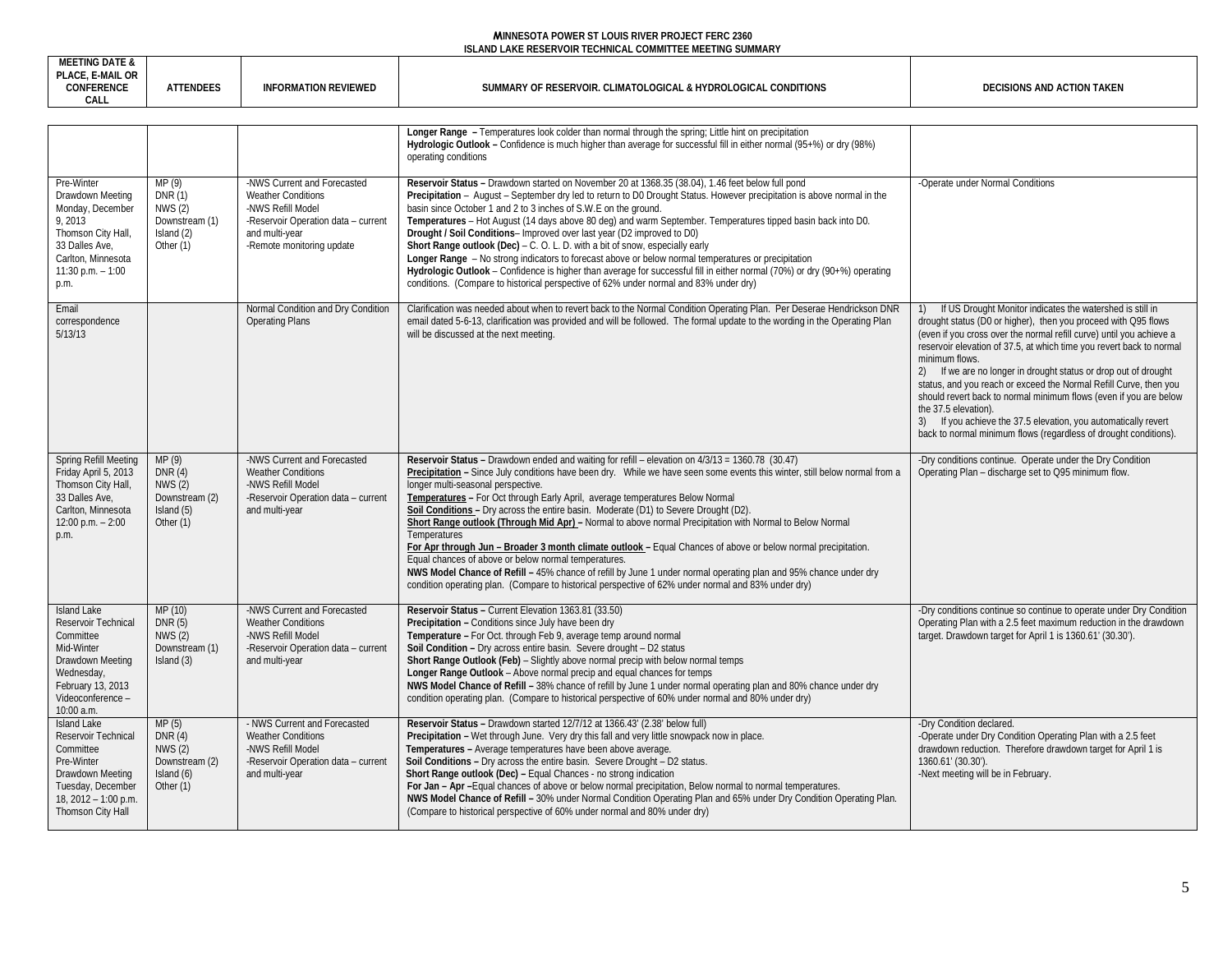**MINNESOTA POWER ST LOUIS RIVER PROJECT FERC 2360**
**ISLAND LAKE RESERVOIR TECHNICAL COMMITTEE MEETING SUMMARY**

| MEETING DATE & PLACE, E-MAIL OR CONFERENCE CALL | ATTENDEES | INFORMATION REVIEWED | SUMMARY OF RESERVOIR. CLIMATOLOGICAL & HYDROLOGICAL CONDITIONS | DECISIONS AND ACTION TAKEN |
|---|---|---|---|---|
| | | | **Longer Range –** Temperatures look colder than normal through the spring; Little hint on precipitation<br>**Hydrologic Outlook –** Confidence is much higher than average for successful fill in either normal (95+%) or dry (98%) operating conditions | |
| Pre-Winter Drawdown Meeting Monday, December 9, 2013 Thomson City Hall, 33 Dalles Ave, Carlton, Minnesota 11:30 p.m. – 1:00 p.m. | MP (9)<br>DNR (1)<br>NWS (2)<br>Downstream (1)<br>Island (2)<br>Other (1) | -NWS Current and Forecasted Weather Conditions<br>-NWS Refill Model<br>-Reservoir Operation data – current and multi-year<br>-Remote monitoring update | **Reservoir Status –** Drawdown started on November 20 at 1368.35 (38.04), 1.46 feet below full pond<br>**Precipitation** – August – September dry led to return to D0 Drought Status. However precipitation is above normal in the basin since October 1 and 2 to 3 inches of S.W.E on the ground.<br>**Temperatures** – Hot August (14 days above 80 deg) and warm September. Temperatures tipped basin back into D0.<br>**Drought / Soil Conditions**– Improved over last year (D2 improved to D0)<br>**Short Range outlook (Dec)** – C. O. L. D. with a bit of snow, especially early<br>**Longer Range** – No strong indicators to forecast above or below normal temperatures or precipitation<br>**Hydrologic Outlook** – Confidence is higher than average for successful fill in either normal (70%) or dry (90+%) operating conditions. (Compare to historical perspective of 62% under normal and 83% under dry) | -Operate under Normal Conditions |
| Email correspondence 5/13/13 | | Normal Condition and Dry Condition Operating Plans | Clarification was needed about when to revert back to the Normal Condition Operating Plan. Per Deserae Hendrickson DNR email dated 5-6-13, clarification was provided and will be followed. The formal update to the wording in the Operating Plan will be discussed at the next meeting. | 1) If US Drought Monitor indicates the watershed is still in drought status (D0 or higher), then you proceed with Q95 flows (even if you cross over the normal refill curve) until you achieve a reservoir elevation of 37.5, at which time you revert back to normal minimum flows.<br>2) If we are no longer in drought status or drop out of drought status, and you reach or exceed the Normal Refill Curve, then you should revert back to normal minimum flows (even if you are below the 37.5 elevation).<br>3) If you achieve the 37.5 elevation, you automatically revert back to normal minimum flows (regardless of drought conditions). |
| Spring Refill Meeting Friday April 5, 2013 Thomson City Hall, 33 Dalles Ave, Carlton, Minnesota 12:00 p.m. – 2:00 p.m. | MP (9)<br>DNR (4)<br>NWS (2)<br>Downstream (2)<br>Island (5)<br>Other (1) | -NWS Current and Forecasted Weather Conditions<br>-NWS Refill Model<br>-Reservoir Operation data – current and multi-year | **Reservoir Status –** Drawdown ended and waiting for refill – elevation on 4/3/13 = 1360.78 (30.47)<br>**Precipitation –** Since July conditions have been dry. While we have seen some events this winter, still below normal from a longer multi-seasonal perspective.<br>**Temperatures –** For Oct through Early April, average temperatures Below Normal<br>**Soil Conditions –** Dry across the entire basin. Moderate (D1) to Severe Drought (D2).<br>**Short Range outlook (Through Mid Apr) –** Normal to above normal Precipitation with Normal to Below Normal Temperatures<br>**For Apr through Jun – Broader 3 month climate outlook –** Equal Chances of above or below normal precipitation. Equal chances of above or below normal temperatures.<br>**NWS Model Chance of Refill –** 45% chance of refill by June 1 under normal operating plan and 95% chance under dry condition operating plan. (Compare to historical perspective of 62% under normal and 83% under dry) | -Dry conditions continue. Operate under the Dry Condition Operating Plan – discharge set to Q95 minimum flow. |
| Island Lake Reservoir Technical Committee Mid-Winter Drawdown Meeting Wednesday, February 13, 2013 Videoconference – 10:00 a.m. | MP (10)<br>DNR (5)<br>NWS (2)<br>Downstream (1)<br>Island (3) | -NWS Current and Forecasted Weather Conditions<br>-NWS Refill Model<br>-Reservoir Operation data – current and multi-year | **Reservoir Status –** Current Elevation 1363.81 (33.50)<br>**Precipitation –** Conditions since July have been dry<br>**Temperature –** For Oct. through Feb 9, average temp around normal<br>**Soil Condition –** Dry across entire basin. Severe drought – D2 status<br>**Short Range Outlook (Feb)** – Slightly above normal precip with below normal temps<br>**Longer Range Outlook** – Above normal precip and equal chances for temps<br>**NWS Model Chance of Refill –** 38% chance of refill by June 1 under normal operating plan and 80% chance under dry condition operating plan. (Compare to historical perspective of 60% under normal and 80% under dry) | -Dry conditions continue so continue to operate under Dry Condition Operating Plan with a 2.5 feet maximum reduction in the drawdown target. Drawdown target for April 1 is 1360.61' (30.30'). |
| Island Lake Reservoir Technical Committee Pre-Winter Drawdown Meeting Tuesday, December 18, 2012 – 1:00 p.m. Thomson City Hall | MP (5)<br>DNR (4)<br>NWS (2)<br>Downstream (2)<br>Island (6)<br>Other (1) | - NWS Current and Forecasted Weather Conditions<br>-NWS Refill Model<br>-Reservoir Operation data – current and multi-year | **Reservoir Status –** Drawdown started 12/7/12 at 1366.43' (2.38' below full)<br>**Precipitation –** Wet through June. Very dry this fall and very little snowpack now in place.<br>**Temperatures –** Average temperatures have been above average.<br>**Soil Conditions –** Dry across the entire basin. Severe Drought – D2 status.<br>**Short Range outlook (Dec) –** Equal Chances - no strong indication<br>**For Jan – Apr –**Equal chances of above or below normal precipitation, Below normal to normal temperatures.<br>**NWS Model Chance of Refill –** 30% under Normal Condition Operating Plan and 65% under Dry Condition Operating Plan. (Compare to historical perspective of 60% under normal and 80% under dry) | -Dry Condition declared.<br>-Operate under Dry Condition Operating Plan with a 2.5 feet drawdown reduction. Therefore drawdown target for April 1 is 1360.61' (30.30').<br>-Next meeting will be in February. |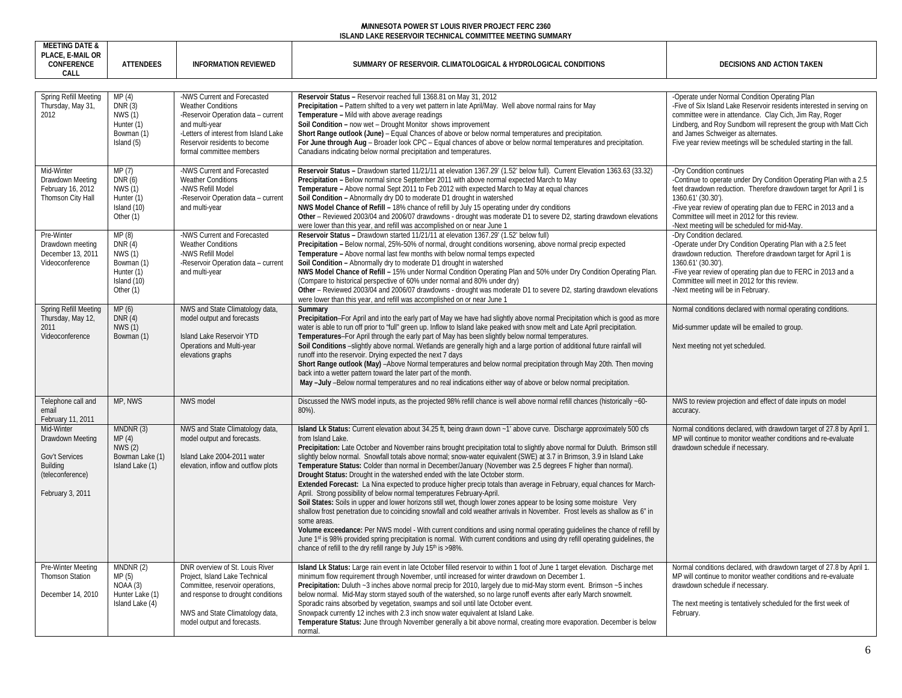**MINNESOTA POWER ST LOUIS RIVER PROJECT FERC 2360**
**ISLAND LAKE RESERVOIR TECHNICAL COMMITTEE MEETING SUMMARY**

| MEETING DATE & PLACE, E-MAIL OR CONFERENCE CALL | ATTENDEES | INFORMATION REVIEWED | SUMMARY OF RESERVOIR. CLIMATOLOGICAL & HYDROLOGICAL CONDITIONS | DECISIONS AND ACTION TAKEN |
|---|---|---|---|---|
| Spring Refill Meeting Thursday, May 31, 2012 | MP (4) DNR (3) NWS (1) Hunter (1) Bowman (1) Island (5) | -NWS Current and Forecasted Weather Conditions -Reservoir Operation data – current and multi-year -Letters of interest from Island Lake Reservoir residents to become formal committee members | **Reservoir Status –** Reservoir reached full 1368.81 on May 31, 2012 **Precipitation –** Pattern shifted to a very wet pattern in late April/May. Well above normal rains for May **Temperature –** Mild with above average readings **Soil Condition –** now wet – Drought Monitor shows improvement **Short Range outlook (June)** – Equal Chances of above or below normal temperatures and precipitation. **For June through Aug** – Broader look CPC – Equal chances of above or below normal temperatures and precipitation. Canadians indicating below normal precipitation and temperatures. | -Operate under Normal Condition Operating Plan -Five of Six Island Lake Reservoir residents interested in serving on committee were in attendance. Clay Cich, Jim Ray, Roger Lindberg, and Roy Sundbom will represent the group with Matt Cich and James Schweiger as alternates. Five year review meetings will be scheduled starting in the fall. |
| Mid-Winter Drawdown Meeting February 16, 2012 Thomson City Hall | MP (7) DNR (6) NWS (1) Hunter (1) Island (10) Other (1) | -NWS Current and Forecasted Weather Conditions -NWS Refill Model -Reservoir Operation data – current and multi-year | **Reservoir Status –** Drawdown started 11/21/11 at elevation 1367.29' (1.52' below full). Current Elevation 1363.63 (33.32) **Precipitation –** Below normal since September 2011 with above normal expected March to May **Temperature –** Above normal Sept 2011 to Feb 2012 with expected March to May at equal chances **Soil Condition –** Abnormally dry D0 to moderate D1 drought in watershed **NWS Model Chance of refill** by July 15 operating under dry conditions **Other** – Reviewed 2003/04 and 2006/07 drawdowns - drought was moderate D1 to severe D2, starting drawdown elevations were lower than this year, and refill was accomplished on or near June 1 | -Dry Condition continues -Continue to operate under Dry Condition Operating Plan with a 2.5 feet drawdown reduction. Therefore drawdown target for April 1 is 1360.61' (30.30'). -Five-year review of operating plan due to FERC in 2013 and a Committee will meet in 2012 for this review. -Next meeting will be scheduled for mid-May. |
| Pre-Winter Drawdown meeting December 13, 2011 Videoconference | MP (8) DNR (4) NWS (1) Bowman (1) Hunter (1) Island (10) Other (1) | -NWS Current and Forecasted Weather Conditions -NWS Refill Model -Reservoir Operation data – current and multi-year | **Reservoir Status –** Drawdown started 11/21/11 at elevation 1367.29' (1.52' below full) **Precipitation –** Below normal, 25%-50% of normal, drought conditions worsening, above normal precip expected **Temperature –** Above normal last few months with below normal temps expected **Soil Condition –** Abnormally dry to moderate D1 drought in watershed **NWS Model Chance of Refill –** 15% under Normal Condition Operating Plan and 50% under Dry Condition Operating Plan. (Compare to historical perspective of 60% under normal and 80% under dry) **Other** – Reviewed 2003/04 and 2006/07 drawdowns - drought was moderate D1 to severe D2, starting drawdown elevations were lower than this year, and refill was accomplished on or near June 1 | -Dry Condition declared. -Operate under Dry Condition Operating Plan with a 2.5 feet drawdown reduction. Therefore drawdown target for April 1 is 1360.61' (30.30'). -Five-year review of operating plan due to FERC in 2013 and a Committee will meet in 2012 for this review. -Next meeting will be in February. |
| Spring Refill Meeting Thursday, May 12, 2011 Videoconference | MP (6) DNR (4) NWS (1) Bowman (1) | NWS and State Climatology data, model output and forecasts<br><br>Island Lake Reservoir YTD Operations and Multi-year elevations graphs | **Summary** **Precipitation**–For April and into the early part of May we have had slightly above normal Precipitation which is good as more water is able to run off prior to "full" green up. Inflow to Island lake peaked with snow melt and Late April precipitation. **Temperatures**–For April through the early part of May has been slightly below normal temperatures. **Soil Conditions** –slightly above normal. Wetlands are generally high and a large portion of additional future rainfall will runoff into the reservoir. Drying expected the next 7 days **Short Range outlook (May)** –Above Normal temperatures and below normal precipitation through May 20th. Then moving back into a wetter pattern toward the later part of the month. **May –July** –Below normal temperatures and no real indications either way of above or below normal precipitation. | Normal conditions declared with normal operating conditions.<br><br>Mid-summer update will be emailed to group.<br><br>Next meeting not yet scheduled. |
| Telephone call and email February 11, 2011 | MP, NWS | NWS model | Discussed the NWS model inputs, as the projected 98% refill chance is well above normal refill chances (historically ~60-80%). | NWS to review projection and effect of date inputs on model accuracy. |
| Mid-Winter Drawdown Meeting<br><br>Gov't Services Building (teleconference)<br><br>February 3, 2011 | MNDNR (3) MP (4) NWS (2) Bowman Lake (1) Island Lake (1) | NWS and State Climatology data, model output and forecasts.<br><br>Island Lake 2004-2011 water elevation, inflow and outflow plots | **Island Lk Status:** Current elevation about 34.25 ft, being drawn down ~1' above curve. Discharge approximately 500 cfs from Island Lake. **Precipitation:** Late October and November rains brought precipitation total to slightly above normal for Duluth. Brimson still slightly below normal. Snowfall totals above normal; snow-water equivalent (SWE) at 3.7 in Brimson, 3.9 in Island Lake **Temperature Status:** Colder than normal in December/January (November was 2.5 degrees F higher than normal). **Drought Status:** Drought in the watershed ended with the late October storm. **Extended Forecast:** La Nina expected to produce higher precip totals than average in February, equal chances for March-April. Strong possibility of below normal temperatures February-April. **Soil States:** Soils in upper and lower horizons still wet, though lower zones appear to be losing some moisture Very shallow frost penetration due to coinciding snowfall and cold weather arrivals in November. Frost levels as shallow as 6" in some areas. **Volume exceedance:** Per NWS model - With current conditions and using normal operating guidelines the chance of refill by June 1st is 98% provided spring precipitation is normal. With current conditions and using dry refill operating guidelines, the chance of refill to the dry refill range by July 15th is >98%. | Normal conditions declared, with drawdown target of 27.8 by April 1. MP will continue to monitor weather conditions and re-evaluate drawdown schedule if necessary. |
| Pre-Winter Meeting Thomson Station<br><br>December 14, 2010 | MNDNR (2) MP (5) NOAA (3) Hunter Lake (1) Island Lake (4) | DNR overview of St. Louis River Project, Island Lake Technical Committee, reservoir operations, and response to drought conditions<br><br>NWS and State Climatology data, model output and forecasts. | **Island Lk Status:** Large rain event in late October filled reservoir to within 1 foot of June 1 target elevation. Discharge met minimum flow requirement through November, until increased for winter drawdown on December 1. **Precipitation:** Duluth ~3 inches above normal precip for 2010, largely due to mid-May storm event. Brimson ~5 inches below normal. Mid-May storm stayed south of the watershed, so no large runoff events after early March snowmelt. Sporadic rains absorbed by vegetation, swamps and soil until late October event. Snowpack currently 12 inches with 2.3 inch snow water equivalent at Island Lake. **Temperature Status:** June through November generally a bit above normal, creating more evaporation. December is below normal. | Normal conditions declared, with drawdown target of 27.8 by April 1. MP will continue to monitor weather conditions and re-evaluate drawdown schedule if necessary.<br><br>The next meeting is tentatively scheduled for the first week of February. |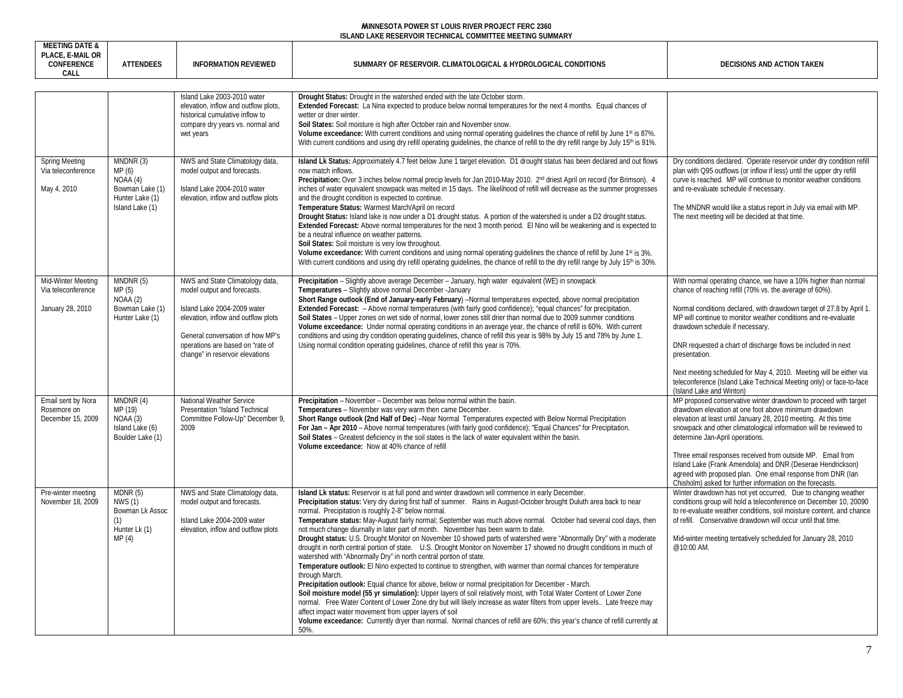**MINNESOTA POWER ST LOUIS RIVER PROJECT FERC 2360**
**ISLAND LAKE RESERVOIR TECHNICAL COMMITTEE MEETING SUMMARY**

| MEETING DATE & PLACE, E-MAIL OR CONFERENCE CALL | ATTENDEES | INFORMATION REVIEWED | SUMMARY OF RESERVOIR. CLIMATOLOGICAL & HYDROLOGICAL CONDITIONS | DECISIONS AND ACTION TAKEN |
|---|---|---|---|---|
| | | Island Lake 2003-2010 water elevation, inflow and outflow plots, historical cumulative inflow to compare dry years vs. normal and wet years | **Drought Status:** Drought in the watershed ended with the late October storm. **Extended Forecast:** La Nina expected to produce below normal temperatures for the next 4 months. Equal chances of wetter or drier winter. **Soil States:** Soil moisture is high after October rain and November snow. **Volume exceedance:** With current conditions and using normal operating guidelines the chance of refill by June 1st is 87%. With current conditions and using dry refill operating guidelines, the chance of refill to the dry refill range by July 15th is 91%. | |
| Spring Meeting Via teleconference May 4, 2010 | MNDNR (3) MP (6) NOAA (4) Bowman Lake (1) Hunter Lake (1) Island Lake (1) | NWS and State Climatology data, model output and forecasts. Island Lake 2004-2010 water elevation, inflow and outflow plots | **Island Lk Status:** Approximately 4.7 feet below June 1 target elevation. D1 drought status has been declared and out flows now match inflows. **Precipitation:** Over 3 inches below normal precip levels for Jan 2010-May 2010. 2nd driest April on record (for Brimson). 4 inches of water equivalent snowpack was melted in 15 days. The likelihood of refill will decrease as the summer progresses and the drought condition is expected to continue. **Temperature Status:** Warmest March/April on record **Drought Status:** Island lake is now under a D1 drought status. A portion of the watershed is under a D2 drought status. **Extended Forecast:** Above normal temperatures for the next 3 month period. El Nino will be weakening and is expected to be a neutral influence on weather patterns. **Soil States:** Soil moisture is very low throughout. **Volume exceedance:** With current conditions and using normal operating guidelines the chance of refill by June 1st is 3%. With current conditions and using dry refill operating guidelines, the chance of refill to the dry refill range by July 15th is 30%. | Dry conditions declared. Operate reservoir under dry condition refill plan with Q95 outflows (or inflow if less) until the upper dry refill curve is reached. MP will continue to monitor weather conditions and re-evaluate schedule if necessary. The MNDNR would like a status report in July via email with MP. The next meeting will be decided at that time. |
| Mid-Winter Meeting Via teleconference January 28, 2010 | MNDNR (5) MP (5) NOAA (2) Bowman Lake (1) Hunter Lake (1) | NWS and State Climatology data, model output and forecasts. Island Lake 2004-2009 water elevation, inflow and outflow plots General conversation of how MP's operations are based on "rate of change" in reservoir elevations | **Precipitation** – Slightly above average December – January, high water equivalent (WE) in snowpack **Temperatures** – Slightly above normal December -January **Short Range outlook (End of January-early February)** –Normal temperatures expected, above normal precipitation **Extended Forecast:** – Above normal temperatures (with fairly good confidence); "equal chances" for precipitation. **Soil States** – Upper zones on wet side of normal, lower zones still drier than normal due to 2009 summer conditions **Volume exceedance:** Under normal operating conditions in an average year, the chance of refill is 60%. With current conditions and using dry condition operating guidelines, chance of refill this year is 98% by July 15 and 78% by June 1. Using normal condition operating guidelines, chance of refill this year is 70%. | With normal operating chance, we have a 10% higher than normal chance of reaching refill (70% vs. the average of 60%). Normal conditions declared, with drawdown target of 27.8 by April 1. MP will continue to monitor weather conditions and re-evaluate drawdown schedule if necessary. DNR requested a chart of discharge flows be included in next presentation. Next meeting scheduled for May 4, 2010. Meeting will be either via teleconference (Island Lake Technical Meeting only) or face-to-face (Island Lake and Winton) |
| Email sent by Nora Rosemore on December 15, 2009 | MNDNR (4) MP (19) NOAA (3) Island Lake (6) Boulder Lake (1) | National Weather Service Presentation "Island Technical Committee Follow-Up" December 9, 2009 | **Precipitation** – November – December was below normal within the basin. **Temperatures** – November was very warm then came December. **Short Range outlook (2nd Half of Dec)** –Near Normal Temperatures expected with Below Normal Precipitation **For Jan – Apr 2010** – Above normal temperatures (with fairly good confidence); "Equal Chances" for Precipitation. **Soil States** – Greatest deficiency in the soil states is the lack of water equivalent within the basin. **Volume exceedance:** Now at 40% chance of refill | MP proposed conservative winter drawdown to proceed with target drawdown elevation at one foot above minimum drawdown elevation at least until January 28, 2010 meeting. At this time snowpack and other climatological information will be reviewed to determine Jan-April operations. Three email responses received from outside MP. Email from Island Lake (Frank Amendola) and DNR (Deserae Hendrickson) agreed with proposed plan. One email response from DNR (Ian Chisholm) asked for further information on the forecasts. |
| Pre-winter meeting November 18, 2009 | MDNR (5) NWS (1) Bowman Lk Assoc (1) Hunter Lk (1) MP (4) | NWS and State Climatology data, model output and forecasts. Island Lake 2004-2009 water elevation, inflow and outflow plots | **Island Lk status:** Reservoir is at full pond and winter drawdown will commence in early December. **Precipitation status:** Very dry during first half of summer. Rains in August-October brought Duluth area back to near normal. Precipitation is roughly 2-8" below normal. **Temperature status:** May-August fairly normal; September was much above normal. October had several cool days, then not much change diurnally in later part of month. November has been warm to date. **Drought status:** U.S. Drought Monitor on November 10 showed parts of watershed were "Abnormally Dry" with a moderate drought in north central portion of state. U.S. Drought Monitor on November 17 showed no drought conditions in much of watershed with "Abnormally Dry" in north central portion of state. **Temperature outlook:** El Nino expected to continue to strengthen, with warmer than normal chances for temperature through March. **Precipitation outlook:** Equal chance for above, below or normal precipitation for December - March. **Soil moisture model (55 yr simulation):** Upper layers of soil relatively moist, with Total Water Content of Lower Zone normal. Free Water Content of Lower Zone dry but will likely increase as water filters from upper levels.. Late freeze may affect impact water movement from upper layers of soil **Volume exceedance:** Currently dryer than normal. Normal chances of refill are 60%; this year's chance of refill currently at 50%. | Winter drawdown has not yet occurred, Due to changing weather conditions group will hold a teleconference on December 10, 20090 to re-evaluate weather conditions, soil moisture content, and chance of refill. Conservative drawdown will occur until that time. Mid-winter meeting tentatively scheduled for January 28, 2010 @10:00 AM. |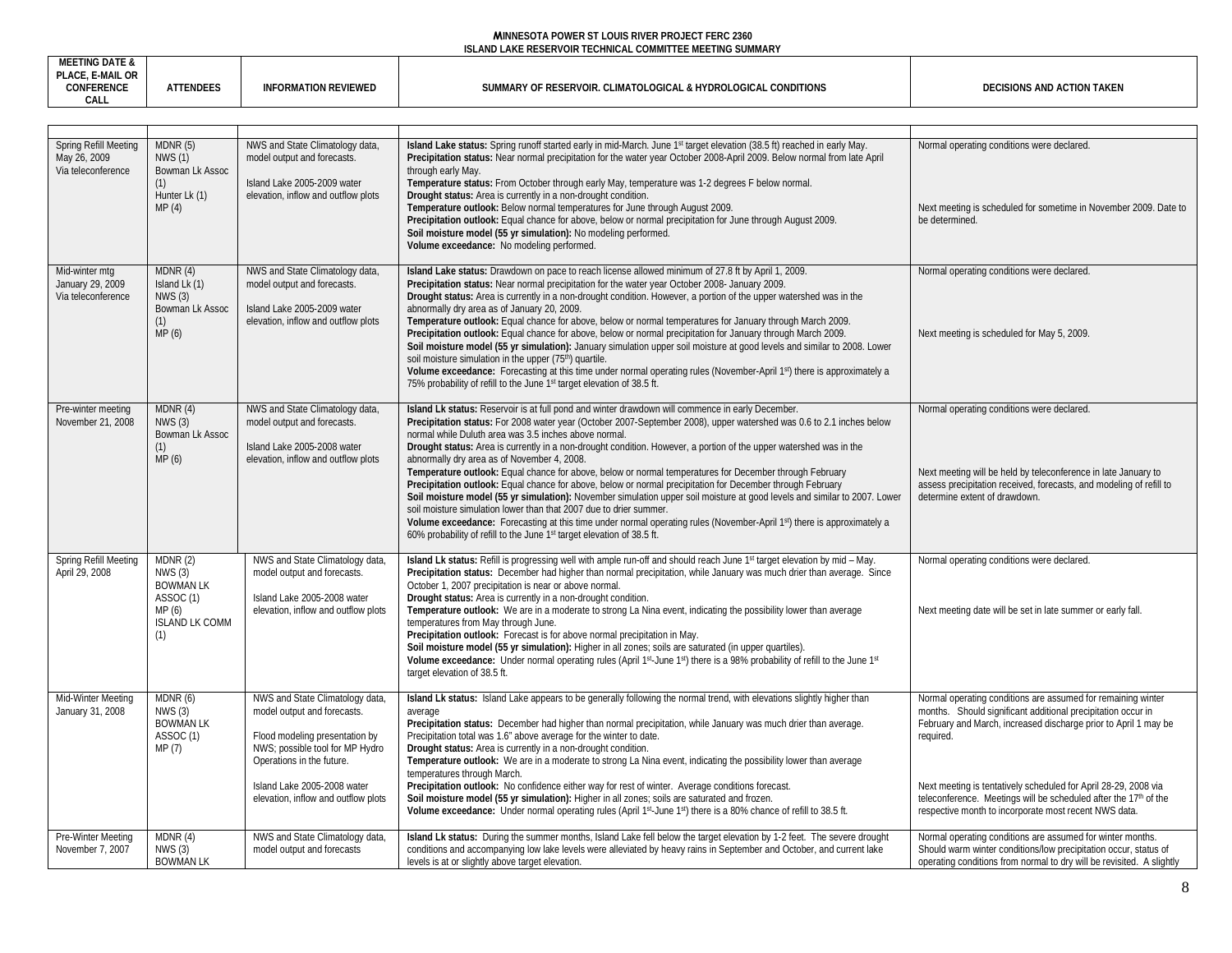**MINNESOTA POWER ST LOUIS RIVER PROJECT FERC 2360**
**ISLAND LAKE RESERVOIR TECHNICAL COMMITTEE MEETING SUMMARY**

| MEETING DATE & PLACE, E-MAIL OR CONFERENCE CALL | ATTENDEES | INFORMATION REVIEWED | SUMMARY OF RESERVOIR. CLIMATOLOGICAL & HYDROLOGICAL CONDITIONS | DECISIONS AND ACTION TAKEN |
|---|---|---|---|---|
| Spring Refill Meeting May 26, 2009 Via teleconference | MDNR (5) NWS (1) Bowman Lk Assoc (1) Hunter Lk (1) MP (4) | NWS and State Climatology data, model output and forecasts.<br><br>Island Lake 2005-2009 water elevation, inflow and outflow plots | **Island Lake status:** Spring runoff started early in mid-March. June 1st target elevation (38.5 ft) reached in early May.<br>**Precipitation status:** Near normal precipitation for the water year October 2008-April 2009. Below normal from late April through early May.<br>**Temperature status:** From October through early May, temperature was 1-2 degrees F below normal.<br>**Drought status:** Area is currently in a non-drought condition.<br>**Temperature outlook:** Below normal temperatures for June through August 2009.<br>**Precipitation outlook:** Equal chance for above, below or normal precipitation for June through August 2009.<br>**Soil moisture model (55 yr simulation):** No modeling performed.<br>**Volume exceedance:** No modeling performed. | Normal operating conditions were declared.<br><br>Next meeting is scheduled for sometime in November 2009. Date to be determined. |
| Mid-winter mtg January 29, 2009 Via teleconference | MDNR (4) Island Lk (1) NWS (3) Bowman Lk Assoc (1) MP (6) | NWS and State Climatology data, model output and forecasts.<br><br>Island Lake 2005-2009 water elevation, inflow and outflow plots | **Island Lake status:** Drawdown on pace to reach license allowed minimum of 27.8 ft by April 1, 2009.<br>**Precipitation status:** Near normal precipitation for the water year October 2008- January 2009.<br>**Drought status:** Area is currently in a non-drought condition. However, a portion of the upper watershed was in the abnormally dry area as of January 20, 2009.<br>**Temperature outlook:** Equal chance for above, below or normal temperatures for January through March 2009.<br>**Precipitation outlook:** Equal chance for above, below or normal precipitation for January through March 2009.<br>**Soil moisture model (55 yr simulation):** January simulation upper soil moisture at good levels and similar to 2008. Lower soil moisture simulation in the upper (75th) quartile.<br>**Volume exceedance:** Forecasting at this time under normal operating rules (November-April 1st) there is approximately a 75% probability of refill to the June 1st target elevation of 38.5 ft. | Normal operating conditions were declared.<br><br>Next meeting is scheduled for May 5, 2009. |
| Pre-winter meeting November 21, 2008 | MDNR (4) NWS (3) Bowman Lk Assoc (1) MP (6) | NWS and State Climatology data, model output and forecasts.<br><br>Island Lake 2005-2008 water elevation, inflow and outflow plots | **Island Lk status:** Reservoir is at full pond and winter drawdown will commence in early December.<br>**Precipitation status:** For 2008 water year (October 2007-September 2008), upper watershed was 0.6 to 2.1 inches below normal while Duluth area was 3.5 inches above normal.<br>**Drought status:** Area is currently in a non-drought condition. However, a portion of the upper watershed was in the abnormally dry area as of November 4, 2008.<br>**Temperature outlook:** Equal chance for above, below or normal temperatures for December through February<br>**Precipitation outlook:** Equal chance for above, below or normal precipitation for December through February<br>**Soil moisture model (55 yr simulation):** November simulation upper soil moisture at good levels and similar to 2007. Lower soil moisture simulation lower than that 2007 due to drier summer.<br>**Volume exceedance:** Forecasting at this time under normal operating rules (November-April 1st) there is approximately a 60% probability of refill to the June 1st target elevation of 38.5 ft. | Normal operating conditions were declared.<br><br>Next meeting will be held by teleconference in late January to assess precipitation received, forecasts, and modeling of refill to determine extent of drawdown. |
| Spring Refill Meeting April 29, 2008 | MDNR (2) NWS (3) BOWMAN LK ASSOC (1) MP (6) ISLAND LK COMM (1) | NWS and State Climatology data, model output and forecasts.<br><br>Island Lake 2005-2008 water elevation, inflow and outflow plots | **Island Lk status:** Refill is progressing well with ample run-off and should reach June 1st target elevation by mid – May.<br>**Precipitation status:** December had higher than normal precipitation, while January was much drier than average. Since October 1, 2007 precipitation is near or above normal.<br>**Drought status:** Area is currently in a non-drought condition.<br>**Temperature outlook:** We are in a moderate to strong La Nina event, indicating the possibility lower than average temperatures from May through June.<br>**Precipitation outlook:** Forecast is for above normal precipitation in May.<br>**Soil moisture model (55 yr simulation):** Higher in all zones; soils are saturated (in upper quartiles).<br>**Volume exceedance:** Under normal operating rules (April 1st-June 1st) there is a 98% probability of refill to the June 1st target elevation of 38.5 ft. | Normal operating conditions were declared.<br><br>Next meeting date will be set in late summer or early fall. |
| Mid-Winter Meeting January 31, 2008 | MDNR (6) NWS (3) BOWMAN LK ASSOC (1) MP (7) | NWS and State Climatology data, model output and forecasts.<br><br>Flood modeling presentation by NWS; possible tool for MP Hydro Operations in the future.<br><br>Island Lake 2005-2008 water elevation, inflow and outflow plots | **Island Lk status:** Island Lake appears to be generally following the normal trend, with elevations slightly higher than average<br>**Precipitation status:** December had higher than normal precipitation, while January was much drier than average. Precipitation total was 1.6" above average for the winter to date.<br>**Drought status:** Area is currently in a non-drought condition.<br>**Temperature outlook:** We are in a moderate to strong La Nina event, indicating the possibility lower than average temperatures through March.<br>**Precipitation outlook:** No confidence either way for rest of winter. Average conditions forecast.<br>**Soil moisture model (55 yr simulation):** Higher in all zones; soils are saturated and frozen.<br>**Volume exceedance:** Under normal operating rules (April 1st-June 1st) there is a 80% chance of refill to 38.5 ft. | Normal operating conditions are assumed for remaining winter months. Should significant additional precipitation occur in February and March, increased discharge prior to April 1 may be required.<br><br>Next meeting is tentatively scheduled for April 28-29, 2008 via teleconference. Meetings will be scheduled after the 17th of the respective month to incorporate most recent NWS data. |
| Pre-Winter Meeting November 7, 2007 | MDNR (4) NWS (3) BOWMAN LK | NWS and State Climatology data, model output and forecasts | **Island Lk status:** During the summer months, Island Lake fell below the target elevation by 1-2 feet. The severe drought conditions and accompanying low lake levels were alleviated by heavy rains in September and October, and current lake levels is at or slightly above target elevation. | Normal operating conditions are assumed for winter months. Should warm winter conditions/low precipitation occur, status of operating conditions from normal to dry will be revisited. A slightly |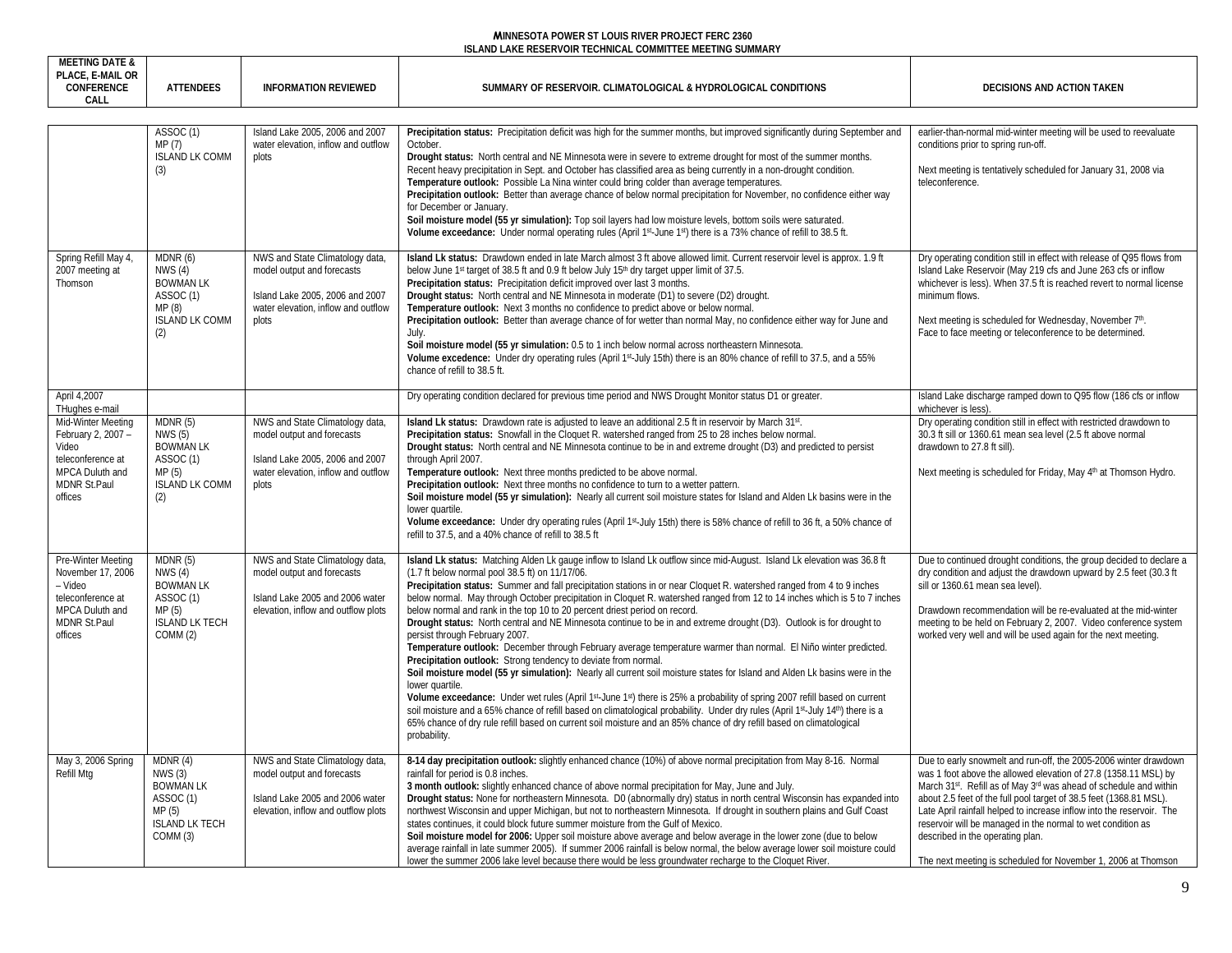**MINNESOTA POWER ST LOUIS RIVER PROJECT FERC 2360**
**ISLAND LAKE RESERVOIR TECHNICAL COMMITTEE MEETING SUMMARY**

| MEETING DATE & PLACE, E-MAIL OR CONFERENCE CALL | ATTENDEES | INFORMATION REVIEWED | SUMMARY OF RESERVOIR. CLIMATOLOGICAL & HYDROLOGICAL CONDITIONS | DECISIONS AND ACTION TAKEN |
|---|---|---|---|---|
| | ASSOC (1)<br>MP (7)<br>ISLAND LK COMM (3) | Island Lake 2005, 2006 and 2007 water elevation, inflow and outflow plots | **Precipitation status:** Precipitation deficit was high for the summer months, but improved significantly during September and October.<br>**Drought status:** North central and NE Minnesota were in severe to extreme drought for most of the summer months. Recent heavy precipitation in Sept. and October has classified area as being currently in a non-drought condition.<br>**Temperature outlook:** Possible La Nina winter could bring colder than average temperatures.<br>**Precipitation outlook:** Better than average chance of below normal precipitation for November, no confidence either way for December or January.<br>**Soil moisture model (55 yr simulation):** Top soil layers had low moisture levels, bottom soils were saturated.<br>**Volume exceedance:** Under normal operating rules (April 1st-June 1st) there is a 73% chance of refill to 38.5 ft. | earlier-than-normal mid-winter meeting will be used to reevaluate conditions prior to spring run-off.<br><br>Next meeting is tentatively scheduled for January 31, 2008 via teleconference. |
| Spring Refill May 4, 2007 meeting at Thomson | MDNR (6)<br>NWS (4)<br>BOWMAN LK<br>ASSOC (1)<br>MP (8)<br>ISLAND LK COMM (2) | NWS and State Climatology data, model output and forecasts<br><br>Island Lake 2005, 2006 and 2007 water elevation, inflow and outflow plots | **Island Lk status:** Drawdown ended in late March almost 3 ft above allowed limit. Current reservoir level is approx. 1.9 ft below June 1st target of 38.5 ft and 0.9 ft below July 15th dry target upper limit of 37.5.<br>**Precipitation status:** Precipitation deficit improved over last 3 months.<br>**Drought status:** North central and NE Minnesota in moderate (D1) to severe (D2) drought.<br>**Temperature outlook:** Next 3 months no confidence to predict above or below normal.<br>**Precipitation outlook:** Better than average chance of for wetter than normal May, no confidence either way for June and July.<br>**Soil moisture model (55 yr simulation:** 0.5 to 1 inch below normal across northeastern Minnesota.<br>**Volume excedence:** Under dry operating rules (April 1st-July 15th) there is an 80% chance of refill to 37.5, and a 55% chance of refill to 38.5 ft. | Dry operating condition still in effect with release of Q95 flows from Island Lake Reservoir (May 219 cfs and June 263 cfs or inflow whichever is less). When 37.5 ft is reached revert to normal license minimum flows.<br><br>Next meeting is scheduled for Wednesday, November 7th. Face to face meeting or teleconference to be determined. |
| April 4,2007 THughes e-mail | | | Dry operating condition declared for previous time period and NWS Drought Monitor status D1 or greater. | Island Lake discharge ramped down to Q95 flow (186 cfs or inflow whichever is less). |
| Mid-Winter Meeting February 2, 2007 – Video teleconference at MPCA Duluth and MDNR St.Paul offices | MDNR (5)<br>NWS (5)<br>BOWMAN LK<br>ASSOC (1)<br>MP (5)<br>ISLAND LK COMM (2) | NWS and State Climatology data, model output and forecasts<br><br>Island Lake 2005, 2006 and 2007 water elevation, inflow and outflow plots | **Island Lk status:** Drawdown rate is adjusted to leave an additional 2.5 ft in reservoir by March 31st.<br>**Precipitation status:** Snowfall in the Cloquet R. watershed ranged from 25 to 28 inches below normal.<br>**Drought status:** North central and NE Minnesota continue to be in and extreme drought (D3) and predicted to persist through April 2007.<br>**Temperature outlook:** Next three months predicted to be above normal.<br>**Precipitation outlook:** Next three months no confidence to turn to a wetter pattern.<br>**Soil moisture model (55 yr simulation):** Nearly all current soil moisture states for Island and Alden Lk basins were in the lower quartile.<br>**Volume exceedance:** Under dry operating rules (April 1st-July 15th) there is 58% chance of refill to 36 ft, a 50% chance of refill to 37.5, and a 40% chance of refill to 38.5 ft | Dry operating condition still in effect with restricted drawdown to 30.3 ft sill or 1360.61 mean sea level (2.5 ft above normal drawdown to 27.8 ft sill).<br><br>Next meeting is scheduled for Friday, May 4th at Thomson Hydro. |
| Pre-Winter Meeting November 17, 2006 – Video teleconference at MPCA Duluth and MDNR St.Paul offices | MDNR (5)<br>NWS (4)<br>BOWMAN LK<br>ASSOC (1)<br>MP (5)<br>ISLAND LK TECH COMM (2) | NWS and State Climatology data, model output and forecasts<br><br>Island Lake 2005 and 2006 water elevation, inflow and outflow plots | **Island Lk status:** Matching Alden Lk gauge inflow to Island Lk outflow since mid-August. Island Lk elevation was 36.8 ft (1.7 ft below normal pool 38.5 ft) on 11/17/06.<br>**Precipitation status:** Summer and fall precipitation stations in or near Cloquet R. watershed ranged from 4 to 9 inches below normal. May through October precipitation in Cloquet R. watershed ranged from 12 to 14 inches which is 5 to 7 inches below normal and rank in the top 10 to 20 percent driest period on record.<br>**Drought status:** North central and NE Minnesota continue to be in and extreme drought (D3). Outlook is for drought to persist through February 2007.<br>**Temperature outlook:** December through February average temperature warmer than normal. El Niño winter predicted.<br>**Precipitation outlook:** Strong tendency to deviate from normal.<br>**Soil moisture model (55 yr simulation):** Nearly all current soil moisture states for Island and Alden Lk basins were in the lower quartile.<br>**Volume exceedance:** Under wet rules (April 1st-June 1st) there is 25% a probability of spring 2007 refill based on current soil moisture and a 65% chance of refill based on climatological probability. Under dry rules (April 1st-July 14th) there is a 65% chance of dry rule refill based on current soil moisture and an 85% chance of dry refill based on climatological probability. | Due to continued drought conditions, the group decided to declare a dry condition and adjust the drawdown upward by 2.5 feet (30.3 ft sill or 1360.61 mean sea level).<br><br>Drawdown recommendation will be re-evaluated at the mid-winter meeting to be held on February 2, 2007. Video conference system worked very well and will be used again for the next meeting. |
| May 3, 2006 Spring Refill Mtg | MDNR (4)<br>NWS (3)<br>BOWMAN LK<br>ASSOC (1)<br>MP (5)<br>ISLAND LK TECH COMM (3) | NWS and State Climatology data, model output and forecasts<br><br>Island Lake 2005 and 2006 water elevation, inflow and outflow plots | **8-14 day precipitation outlook:** slightly enhanced chance (10%) of above normal precipitation from May 8-16. Normal rainfall for period is 0.8 inches.<br>**3 month outlook:** slightly enhanced chance of above normal precipitation for May, June and July.<br>**Drought status:** None for northeastern Minnesota. D0 (abnormally dry) status in north central Wisconsin has expanded into northwest Wisconsin and upper Michigan, but not to northeastern Minnesota. If drought in southern plains and Gulf Coast states continues, it could block future summer moisture from the Gulf of Mexico.<br>**Soil moisture model for 2006:** Upper soil moisture above average and below average in the lower zone (due to below average rainfall in late summer 2005). If summer 2006 rainfall is below normal, the below average lower soil moisture could lower the summer 2006 lake level because there would be less groundwater recharge to the Cloquet River. | Due to early snowmelt and run-off, the 2005-2006 winter drawdown was 1 foot above the allowed elevation of 27.8 (1358.11 MSL) by March 31st. Refill as of May 3rd was ahead of schedule and within about 2.5 feet of the full pool target of 38.5 feet (1368.81 MSL). Late April rainfall helped to increase inflow into the reservoir. The reservoir will be managed in the normal to wet condition as described in the operating plan.<br><br>The next meeting is scheduled for November 1, 2006 at Thomson |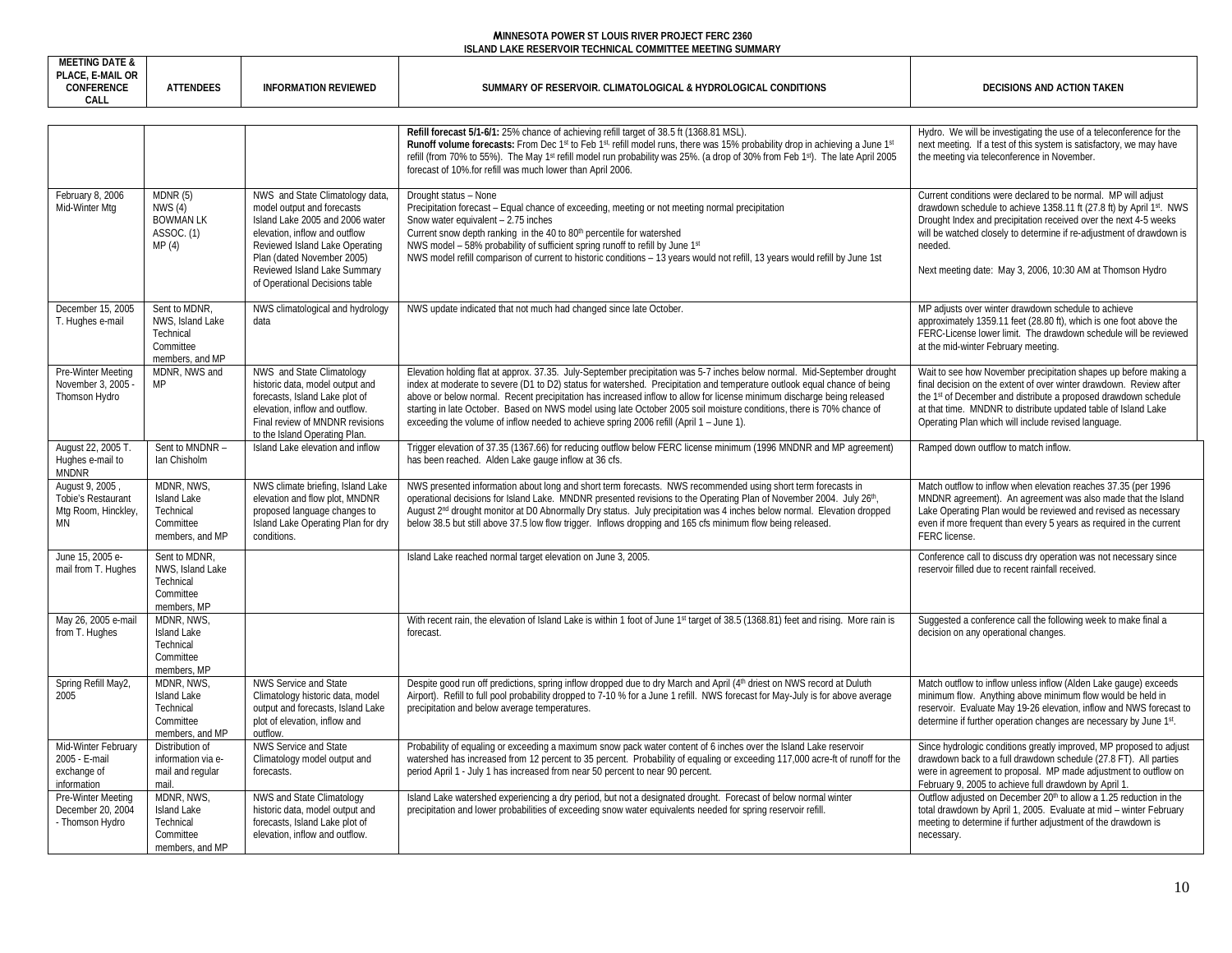**MINNESOTA POWER ST LOUIS RIVER PROJECT FERC 2360**
**ISLAND LAKE RESERVOIR TECHNICAL COMMITTEE MEETING SUMMARY**

| MEETING DATE & PLACE, E-MAIL OR CONFERENCE CALL | ATTENDEES | INFORMATION REVIEWED | SUMMARY OF RESERVOIR. CLIMATOLOGICAL & HYDROLOGICAL CONDITIONS | DECISIONS AND ACTION TAKEN |
|---|---|---|---|---|
| | | | **Refill forecast 5/1-6/1:** 25% chance of achieving refill target of 38.5 ft (1368.81 MSL). **Runoff volume forecasts:** From Dec 1st to Feb 1st, refill model runs, there was 15% probability drop in achieving a June 1st refill (from 70% to 55%). The May 1st refill model run probability was 25%. (a drop of 30% from Feb 1st). The late April 2005 forecast of 10%.for refill was much lower than April 2006. | Hydro. We will be investigating the use of a teleconference for the next meeting. If a test of this system is satisfactory, we may have the meeting via teleconference in November. |
| February 8, 2006 Mid-Winter Mtg | MDNR (5) NWS (4) BOWMAN LK ASSOC. (1) MP (4) | NWS and State Climatology data, model output and forecasts Island Lake 2005 and 2006 water elevation, inflow and outflow Reviewed Island Lake Operating Plan (dated November 2005) Reviewed Island Lake Summary of Operational Decisions table | Drought status – None<br>Precipitation forecast – Equal chance of exceeding, meeting or not meeting normal precipitation<br>Snow water equivalent – 2.75 inches<br>Current snow depth ranking in the 40 to 80th percentile for watershed<br>NWS model – 58% probability of sufficient spring runoff to refill by June 1st<br>NWS model refill comparison of current to historic conditions – 13 years would not refill, 13 years would refill by June 1st | Current conditions were declared to be normal. MP will adjust drawdown schedule to achieve 1358.11 ft (27.8 ft) by April 1st. NWS Drought Index and precipitation received over the next 4-5 weeks will be watched closely to determine if re-adjustment of drawdown is needed.<br><br>Next meeting date: May 3, 2006, 10:30 AM at Thomson Hydro |
| December 15, 2005 T. Hughes e-mail | Sent to MDNR, NWS, Island Lake Technical Committee members, and MP | NWS climatological and hydrology data | NWS update indicated that not much had changed since late October. | MP adjusts over winter drawdown schedule to achieve approximately 1359.11 feet (28.80 ft), which is one foot above the FERC-License lower limit. The drawdown schedule will be reviewed at the mid-winter February meeting. |
| Pre-Winter Meeting November 3, 2005 - Thomson Hydro | MDNR, NWS and MP | NWS and State Climatology historic data, model output and forecasts, Island Lake plot of elevation, inflow and outflow. Final review of MNDNR revisions to the Island Operating Plan. | Elevation holding flat at approx. 37.35. July-September precipitation was 5-7 inches below normal. Mid-September drought index at moderate to severe (D1 to D2) status for watershed. Precipitation and temperature outlook equal chance of being above or below normal. Recent precipitation has increased inflow to allow for license minimum discharge being released starting in late October. Based on NWS model using late October 2005 soil moisture conditions, there is 70% chance of exceeding the volume of inflow needed to achieve spring 2006 refill (April 1 – June 1). | Wait to see how November precipitation shapes up before making a final decision on the extent of over winter drawdown. Review after the 1st of December and distribute a proposed drawdown schedule at that time. MNDNR to distribute updated table of Island Lake Operating Plan which will include revised language. |
| August 22, 2005 T. Hughes e-mail to MNDNR | Sent to MNDNR – Ian Chisholm | Island Lake elevation and inflow | Trigger elevation of 37.35 (1367.66) for reducing outflow below FERC license minimum (1996 MNDNR and MP agreement) has been reached. Alden Lake gauge inflow at 36 cfs. | Ramped down outflow to match inflow. |
| August 9, 2005 , Tobie's Restaurant Mtg Room, Hinckley, MN | MDNR, NWS, Island Lake Technical Committee members, and MP | NWS climate briefing, Island Lake elevation and flow plot, MNDNR proposed language changes to Island Lake Operating Plan for dry conditions. | NWS presented information about long and short term forecasts. NWS recommended using short term forecasts in operational decisions for Island Lake. MNDNR presented revisions to the Operating Plan of November 2004. July 26th, August 2nd drought monitor at D0 Abnormally Dry status. July precipitation was 4 inches below normal. Elevation dropped below 38.5 but still above 37.5 low flow trigger. Inflows dropping and 165 cfs minimum flow being released. | Match outflow to inflow when elevation reaches 37.35 (per 1996 MNDNR agreement). An agreement was also made that the Island Lake Operating Plan would be reviewed and revised as necessary even if more frequent than every 5 years as required in the current FERC license. |
| June 15, 2005 e-mail from T. Hughes | Sent to MDNR, NWS, Island Lake Technical Committee members, MP | | Island Lake reached normal target elevation on June 3, 2005. | Conference call to discuss dry operation was not necessary since reservoir filled due to recent rainfall received. |
| May 26, 2005 e-mail from T. Hughes | MDNR, NWS, Island Lake Technical Committee members, MP | | With recent rain, the elevation of Island Lake is within 1 foot of June 1st target of 38.5 (1368.81) feet and rising. More rain is forecast. | Suggested a conference call the following week to make final a decision on any operational changes. |
| Spring Refill May2, 2005 | MDNR, NWS, Island Lake Technical Committee members, and MP | NWS Service and State Climatology historic data, model output and forecasts, Island Lake plot of elevation, inflow and outflow. | Despite good run off predictions, spring inflow dropped due to dry March and April (4th driest on NWS record at Duluth Airport). Refill to full pool probability dropped to 7-10 % for a June 1 refill. NWS forecast for May-July is for above average precipitation and below average temperatures. | Match outflow to inflow unless inflow (Alden Lake gauge) exceeds minimum flow. Anything above minimum flow would be held in reservoir. Evaluate May 19-26 elevation, inflow and NWS forecast to determine if further operation changes are necessary by June 1st. |
| Mid-Winter February 2005 - E-mail exchange of information | Distribution of information via e-mail and regular mail. | NWS Service and State Climatology model output and forecasts. | Probability of equaling or exceeding a maximum snow pack water content of 6 inches over the Island Lake reservoir watershed has increased from 12 percent to 35 percent. Probability of equaling or exceeding 117,000 acre-ft of runoff for the period April 1 - July 1 has increased from near 50 percent to near 90 percent. | Since hydrologic conditions greatly improved, MP proposed to adjust drawdown back to a full drawdown schedule (27.8 FT). All parties were in agreement to proposal. MP made adjustment to outflow on February 9, 2005 to achieve full drawdown by April 1. |
| Pre-Winter Meeting December 20, 2004 - Thomson Hydro | MDNR, NWS, Island Lake Technical Committee members, and MP | NWS and State Climatology historic data, model output and forecasts, Island Lake plot of elevation, inflow and outflow. | Island Lake watershed experiencing a dry period, but not a designated drought. Forecast of below normal winter precipitation and lower probabilities of exceeding snow water equivalents needed for spring reservoir refill. | Outflow adjusted on December 20th to allow a 1.25 reduction in the total drawdown by April 1, 2005. Evaluate at mid – winter February meeting to determine if further adjustment of the drawdown is necessary. |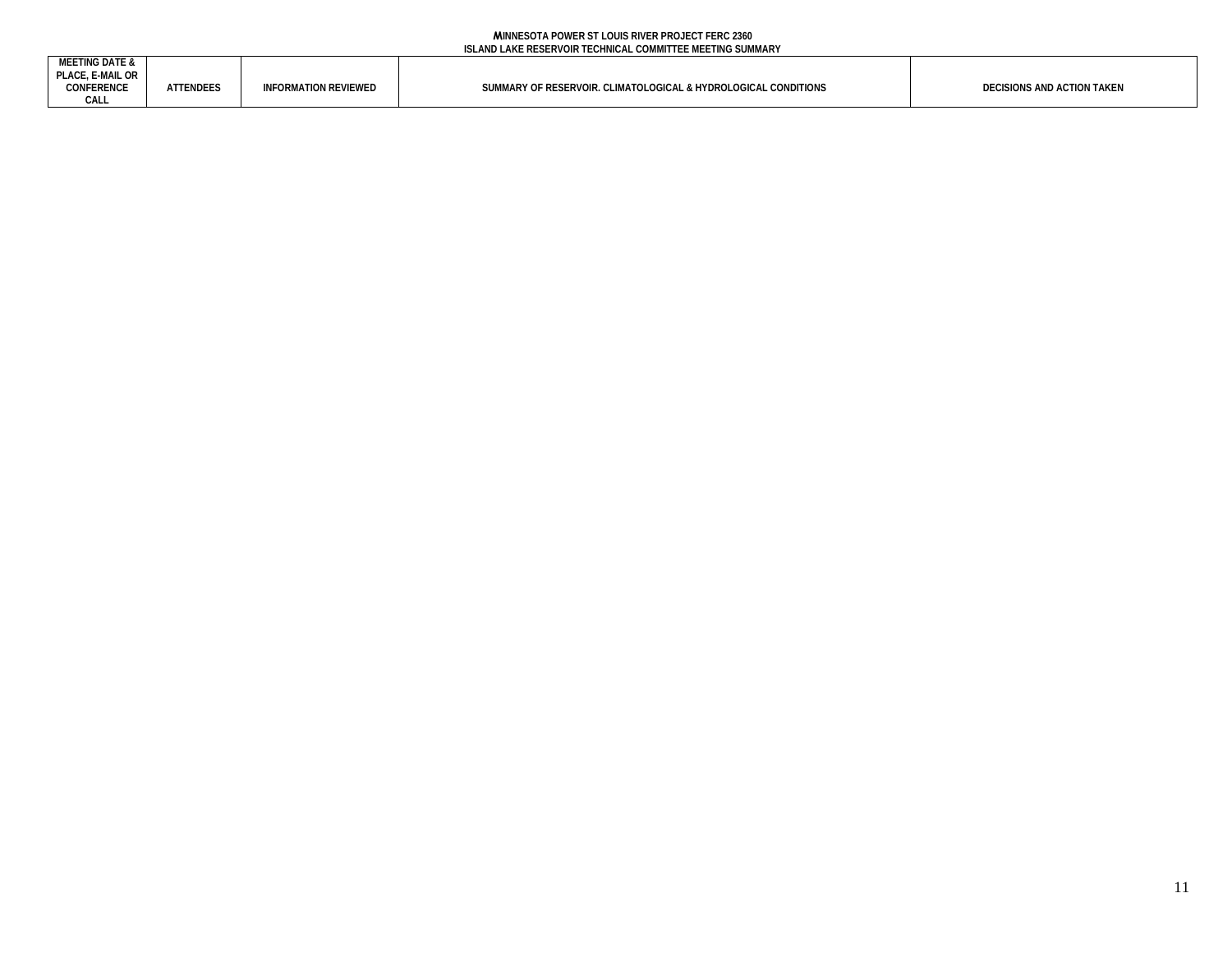**MINNESOTA POWER ST LOUIS RIVER PROJECT FERC 2360**
**ISLAND LAKE RESERVOIR TECHNICAL COMMITTEE MEETING SUMMARY**

| MEETING DATE & PLACE, E-MAIL OR CONFERENCE CALL | ATTENDEES | INFORMATION REVIEWED | SUMMARY OF RESERVOIR. CLIMATOLOGICAL & HYDROLOGICAL CONDITIONS | DECISIONS AND ACTION TAKEN |
|---|---|---|---|---|